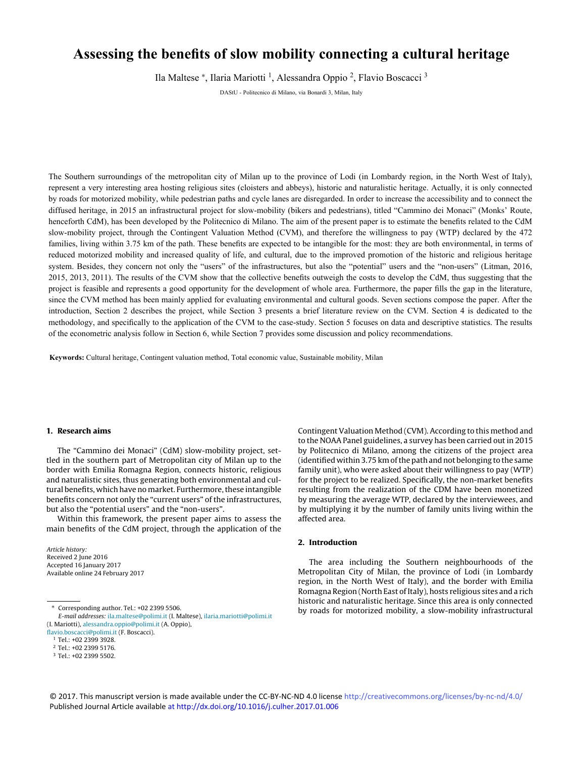# Assessing the benefits of slow mobility connecting a cultural heritage

Ila Maltese *, Ilaria Mariotti [1], Alessandra Oppio [2], Flavio Boscacci [3]

DAStU - Politecnico di Milano, via Bonardi 3, Milan, Italy

The Southern surroundings of the metropolitan city of Milan up to the province of Lodi (in Lombardy region, in the North West of Italy), represent a very interesting area hosting religious sites (cloisters and abbeys), historic and naturalistic heritage. Actually, it is only connected by roads for motorized mobility, while pedestrian paths and cycle lanes are disregarded. In order to increase the accessibility and to connect the diffused heritage, in 2015 an infrastructural project for slow-mobility (bikers and pedestrians), titled "Cammino dei Monaci" (Monks' Route, henceforth CdM), has been developed by the Politecnico di Milano. The aim of the present paper is to estimate the benefits related to the CdM slow-mobility project, through the Contingent Valuation Method (CVM), and therefore the willingness to pay (WTP) declared by the 472 families, living within 3.75 km of the path. These benefits are expected to be intangible for the most: they are both environmental, in terms of reduced motorized mobility and increased quality of life, and cultural, due to the improved promotion of the historic and religious heritage system. Besides, they concern not only the "users" of the infrastructures, but also the "potential" users and the "non-users" (Litman, 2016, 2015, 2013, 2011). The results of the CVM show that the collective benefits outweigh the costs to develop the CdM, thus suggesting that the project is feasible and represents a good opportunity for the development of whole area. Furthermore, the paper fills the gap in the literature, since the CVM method has been mainly applied for evaluating environmental and cultural goods. Seven sections compose the paper. After the introduction, Section 2 describes the project, while Section 3 presents a brief literature review on the CVM. Section 4 is dedicated to the methodology, and specifically to the application of the CVM to the case-study. Section 5 focuses on data and descriptive statistics. The results of the econometric analysis follow in Section 6, while Section 7 provides some discussion and policy recommendations.

**Keywords:** Cultural heritage, Contingent valuation method, Total economic value, Sustainable mobility, Milan

## 1. Research aims

The "Cammino dei Monaci" (CdM) slow-mobility project, settled in the southern part of Metropolitan city of Milan up to the border with Emilia Romagna Region, connects historic, religious and naturalistic sites, thus generating both environmental and cultural benefits, which have no market. Furthermore, these intangible benefits concern not only the "current users" of the infrastructures, but also the "potential users" and the "non-users".

Within this framework, the present paper aims to assess the main benefits of the CdM project, through the application of the Contingent Valuation Method (CVM). According to this method and to the NOAA Panel guidelines, a survey has been carried out in 2015 by Politecnico di Milano, among the citizens of the project area (identified within 3.75 km of the path and not belonging to the same family unit), who were asked about their willingness to pay (WTP) for the project to be realized. Specifically, the non-market benefits resulting from the realization of the CDM have been monetized by measuring the average WTP, declared by the interviewees, and by multiplying it by the number of family units living within the affected area.

*Article history:*
Received 2 June 2016
Accepted 16 January 2017
Available online 24 February 2017

\* Corresponding author. Tel.: +02 2399 5506.
*E-mail addresses:* ila.maltese@polimi.it (I. Maltese), ilaria.mariotti@polimi.it (I. Mariotti), alessandra.oppio@polimi.it (A. Oppio), flavio.boscacci@polimi.it (F. Boscacci).
[1] Tel.: +02 2399 3928.
[2] Tel.: +02 2399 5176.
[3] Tel.: +02 2399 5502.

## 2. Introduction

The area including the Southern neighbourhoods of the Metropolitan City of Milan, the province of Lodi (in Lombardy region, in the North West of Italy), and the border with Emilia Romagna Region (North East of Italy), hosts religious sites and a rich historic and naturalistic heritage. Since this area is only connected by roads for motorized mobility, a slow-mobility infrastructural

© 2017. This manuscript version is made available under the CC-BY-NC-ND 4.0 license http://creativecommons.org/licenses/by-nc-nd/4.0/
Published Journal Article available at http://dx.doi.org/10.1016/j.culher.2017.01.006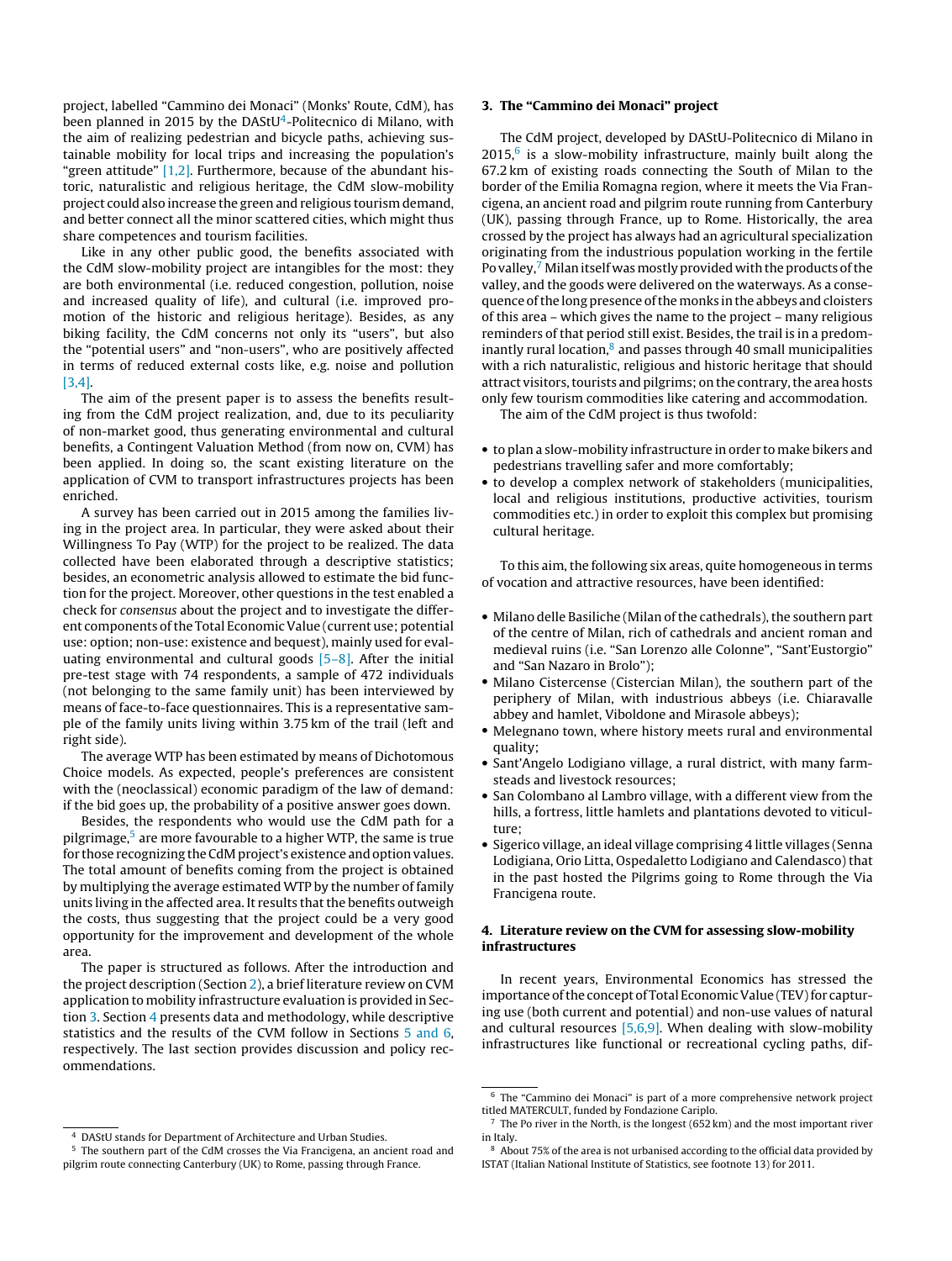project, labelled "Cammino dei Monaci" (Monks' Route, CdM), has been planned in 2015 by the DAStU[4]-Politecnico di Milano, with the aim of realizing pedestrian and bicycle paths, achieving sustainable mobility for local trips and increasing the population's "green attitude" [1,2]. Furthermore, because of the abundant historic, naturalistic and religious heritage, the CdM slow-mobility project could also increase the green and religious tourism demand, and better connect all the minor scattered cities, which might thus share competences and tourism facilities.

Like in any other public good, the benefits associated with the CdM slow-mobility project are intangibles for the most: they are both environmental (i.e. reduced congestion, pollution, noise and increased quality of life), and cultural (i.e. improved promotion of the historic and religious heritage). Besides, as any biking facility, the CdM concerns not only its "users", but also the "potential users" and "non-users", who are positively affected in terms of reduced external costs like, e.g. noise and pollution [3,4].

The aim of the present paper is to assess the benefits resulting from the CdM project realization, and, due to its peculiarity of non-market good, thus generating environmental and cultural benefits, a Contingent Valuation Method (from now on, CVM) has been applied. In doing so, the scant existing literature on the application of CVM to transport infrastructures projects has been enriched.

A survey has been carried out in 2015 among the families living in the project area. In particular, they were asked about their Willingness To Pay (WTP) for the project to be realized. The data collected have been elaborated through a descriptive statistics; besides, an econometric analysis allowed to estimate the bid function for the project. Moreover, other questions in the test enabled a check for *consensus* about the project and to investigate the different components of the Total Economic Value (current use; potential use: option; non-use: existence and bequest), mainly used for evaluating environmental and cultural goods [5–8]. After the initial pre-test stage with 74 respondents, a sample of 472 individuals (not belonging to the same family unit) has been interviewed by means of face-to-face questionnaires. This is a representative sample of the family units living within 3.75 km of the trail (left and right side).

The average WTP has been estimated by means of Dichotomous Choice models. As expected, people's preferences are consistent with the (neoclassical) economic paradigm of the law of demand: if the bid goes up, the probability of a positive answer goes down.

Besides, the respondents who would use the CdM path for a pilgrimage,[5] are more favourable to a higher WTP, the same is true for those recognizing the CdM project's existence and option values. The total amount of benefits coming from the project is obtained by multiplying the average estimated WTP by the number of family units living in the affected area. It results that the benefits outweigh the costs, thus suggesting that the project could be a very good opportunity for the improvement and development of the whole area.

The paper is structured as follows. After the introduction and the project description (Section 2), a brief literature review on CVM application to mobility infrastructure evaluation is provided in Section 3. Section 4 presents data and methodology, while descriptive statistics and the results of the CVM follow in Sections 5 and 6, respectively. The last section provides discussion and policy recommendations.

## 3. The "Cammino dei Monaci" project

The CdM project, developed by DAStU-Politecnico di Milano in 2015,[6] is a slow-mobility infrastructure, mainly built along the 67.2 km of existing roads connecting the South of Milan to the border of the Emilia Romagna region, where it meets the Via Francigena, an ancient road and pilgrim route running from Canterbury (UK), passing through France, up to Rome. Historically, the area crossed by the project has always had an agricultural specialization originating from the industrious population working in the fertile Po valley,[7] Milan itself was mostly provided with the products of the valley, and the goods were delivered on the waterways. As a consequence of the long presence of the monks in the abbeys and cloisters of this area – which gives the name to the project – many religious reminders of that period still exist. Besides, the trail is in a predominantly rural location,[8] and passes through 40 small municipalities with a rich naturalistic, religious and historic heritage that should attract visitors, tourists and pilgrims; on the contrary, the area hosts only few tourism commodities like catering and accommodation.

The aim of the CdM project is thus twofold:

- to plan a slow-mobility infrastructure in order to make bikers and pedestrians travelling safer and more comfortably;
- to develop a complex network of stakeholders (municipalities, local and religious institutions, productive activities, tourism commodities etc.) in order to exploit this complex but promising cultural heritage.

To this aim, the following six areas, quite homogeneous in terms of vocation and attractive resources, have been identified:

- Milano delle Basiliche (Milan of the cathedrals), the southern part of the centre of Milan, rich of cathedrals and ancient roman and medieval ruins (i.e. "San Lorenzo alle Colonne", "Sant'Eustorgio" and "San Nazaro in Brolo");
- Milano Cistercense (Cistercian Milan), the southern part of the periphery of Milan, with industrious abbeys (i.e. Chiaravalle abbey and hamlet, Viboldone and Mirasole abbeys);
- Melegnano town, where history meets rural and environmental quality;
- Sant'Angelo Lodigiano village, a rural district, with many farmsteads and livestock resources;
- San Colombano al Lambro village, with a different view from the hills, a fortress, little hamlets and plantations devoted to viticulture;
- Sigerico village, an ideal village comprising 4 little villages (Senna Lodigiana, Orio Litta, Ospedaletto Lodigiano and Calendasco) that in the past hosted the Pilgrims going to Rome through the Via Francigena route.

## 4. Literature review on the CVM for assessing slow-mobility infrastructures

In recent years, Environmental Economics has stressed the importance of the concept of Total Economic Value (TEV) for capturing use (both current and potential) and non-use values of natural and cultural resources [5,6,9]. When dealing with slow-mobility infrastructures like functional or recreational cycling paths, dif-

---

[4] DAStU stands for Department of Architecture and Urban Studies.

[5] The southern part of the CdM crosses the Via Francigena, an ancient road and pilgrim route connecting Canterbury (UK) to Rome, passing through France.

[6] The "Cammino dei Monaci" is part of a more comprehensive network project titled MATERCULT, funded by Fondazione Cariplo.

[7] The Po river in the North, is the longest (652 km) and the most important river in Italy.

[8] About 75% of the area is not urbanised according to the official data provided by ISTAT (Italian National Institute of Statistics, see footnote 13) for 2011.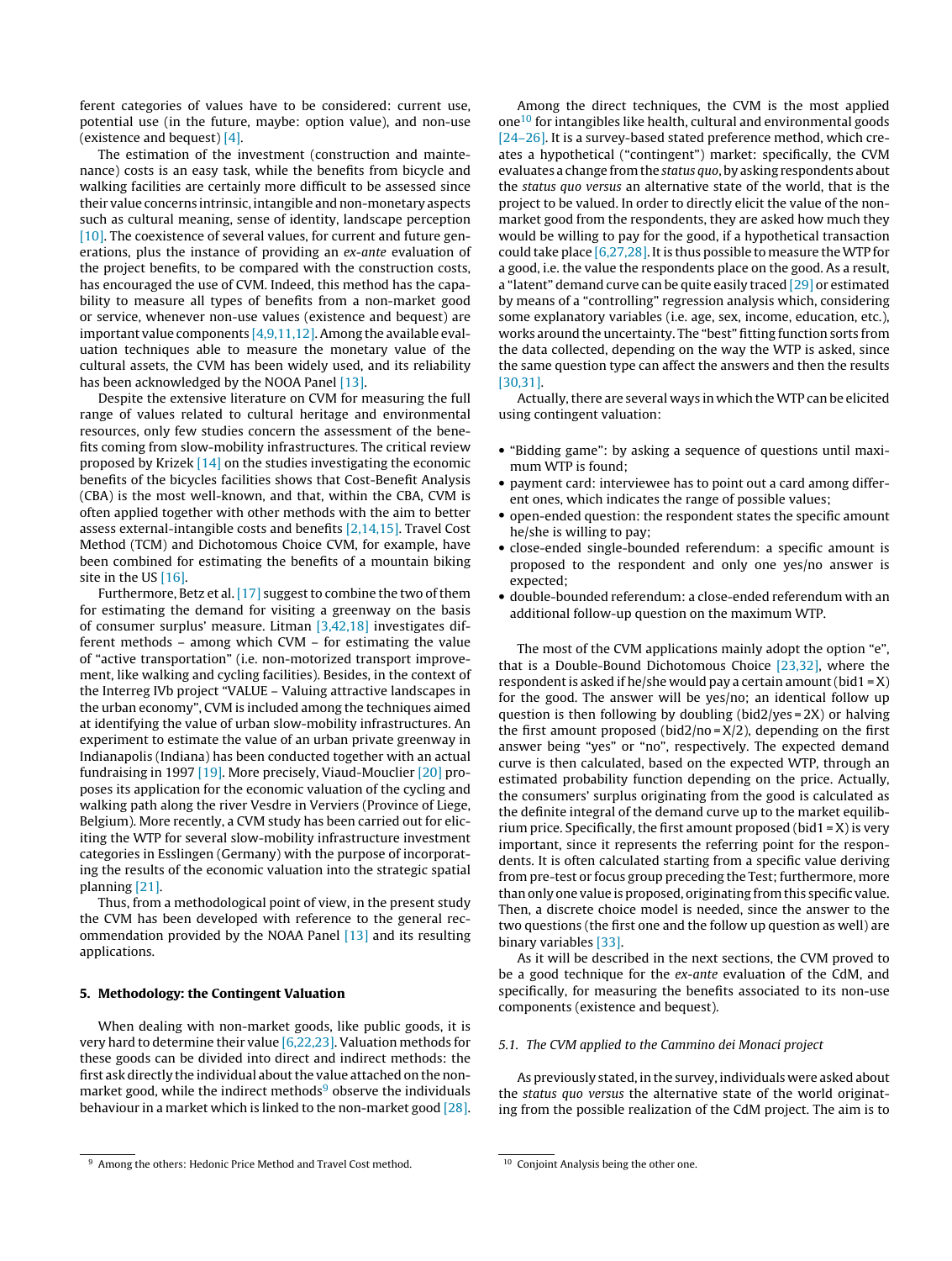ferent categories of values have to be considered: current use, potential use (in the future, maybe: option value), and non-use (existence and bequest) [4].

The estimation of the investment (construction and maintenance) costs is an easy task, while the benefits from bicycle and walking facilities are certainly more difficult to be assessed since their value concerns intrinsic, intangible and non-monetary aspects such as cultural meaning, sense of identity, landscape perception [10]. The coexistence of several values, for current and future generations, plus the instance of providing an *ex-ante* evaluation of the project benefits, to be compared with the construction costs, has encouraged the use of CVM. Indeed, this method has the capability to measure all types of benefits from a non-market good or service, whenever non-use values (existence and bequest) are important value components [4,9,11,12]. Among the available evaluation techniques able to measure the monetary value of the cultural assets, the CVM has been widely used, and its reliability has been acknowledged by the NOOA Panel [13].

Despite the extensive literature on CVM for measuring the full range of values related to cultural heritage and environmental resources, only few studies concern the assessment of the benefits coming from slow-mobility infrastructures. The critical review proposed by Krizek [14] on the studies investigating the economic benefits of the bicycles facilities shows that Cost-Benefit Analysis (CBA) is the most well-known, and that, within the CBA, CVM is often applied together with other methods with the aim to better assess external-intangible costs and benefits [2,14,15]. Travel Cost Method (TCM) and Dichotomous Choice CVM, for example, have been combined for estimating the benefits of a mountain biking site in the US [16].

Furthermore, Betz et al. [17] suggest to combine the two of them for estimating the demand for visiting a greenway on the basis of consumer surplus' measure. Litman [3,42,18] investigates different methods – among which CVM – for estimating the value of "active transportation" (i.e. non-motorized transport improvement, like walking and cycling facilities). Besides, in the context of the Interreg IVb project "VALUE – Valuing attractive landscapes in the urban economy", CVM is included among the techniques aimed at identifying the value of urban slow-mobility infrastructures. An experiment to estimate the value of an urban private greenway in Indianapolis (Indiana) has been conducted together with an actual fundraising in 1997 [19]. More precisely, Viaud-Mouclier [20] proposes its application for the economic valuation of the cycling and walking path along the river Vesdre in Verviers (Province of Liege, Belgium). More recently, a CVM study has been carried out for eliciting the WTP for several slow-mobility infrastructure investment categories in Esslingen (Germany) with the purpose of incorporating the results of the economic valuation into the strategic spatial planning [21].

Thus, from a methodological point of view, in the present study the CVM has been developed with reference to the general recommendation provided by the NOAA Panel [13] and its resulting applications.

## 5. Methodology: the Contingent Valuation

When dealing with non-market goods, like public goods, it is very hard to determine their value [6,22,23]. Valuation methods for these goods can be divided into direct and indirect methods: the first ask directly the individual about the value attached on the non-market good, while the indirect methods[9] observe the individuals behaviour in a market which is linked to the non-market good [28].

Among the direct techniques, the CVM is the most applied one[10] for intangibles like health, cultural and environmental goods [24–26]. It is a survey-based stated preference method, which creates a hypothetical ("contingent") market: specifically, the CVM evaluates a change from the *status quo*, by asking respondents about the *status quo versus* an alternative state of the world, that is the project to be valued. In order to directly elicit the value of the non-market good from the respondents, they are asked how much they would be willing to pay for the good, if a hypothetical transaction could take place [6,27,28]. It is thus possible to measure the WTP for a good, i.e. the value the respondents place on the good. As a result, a "latent" demand curve can be quite easily traced [29] or estimated by means of a "controlling" regression analysis which, considering some explanatory variables (i.e. age, sex, income, education, etc.), works around the uncertainty. The "best" fitting function sorts from the data collected, depending on the way the WTP is asked, since the same question type can affect the answers and then the results [30,31].

Actually, there are several ways in which the WTP can be elicited using contingent valuation:

- "Bidding game": by asking a sequence of questions until maximum WTP is found;
- payment card: interviewee has to point out a card among different ones, which indicates the range of possible values;
- open-ended question: the respondent states the specific amount he/she is willing to pay;
- close-ended single-bounded referendum: a specific amount is proposed to the respondent and only one yes/no answer is expected;
- double-bounded referendum: a close-ended referendum with an additional follow-up question on the maximum WTP.

The most of the CVM applications mainly adopt the option "e", that is a Double-Bound Dichotomous Choice [23,32], where the respondent is asked if he/she would pay a certain amount (bid1 = X) for the good. The answer will be yes/no; an identical follow up question is then following by doubling (bid2/yes = 2X) or halving the first amount proposed (bid2/no = X/2), depending on the first answer being "yes" or "no", respectively. The expected demand curve is then calculated, based on the expected WTP, through an estimated probability function depending on the price. Actually, the consumers' surplus originating from the good is calculated as the definite integral of the demand curve up to the market equilibrium price. Specifically, the first amount proposed (bid1 = X) is very important, since it represents the referring point for the respondents. It is often calculated starting from a specific value deriving from pre-test or focus group preceding the Test; furthermore, more than only one value is proposed, originating from this specific value. Then, a discrete choice model is needed, since the answer to the two questions (the first one and the follow up question as well) are binary variables [33].

As it will be described in the next sections, the CVM proved to be a good technique for the *ex-ante* evaluation of the CdM, and specifically, for measuring the benefits associated to its non-use components (existence and bequest).

### 5.1. The CVM applied to the Cammino dei Monaci project

As previously stated, in the survey, individuals were asked about the *status quo versus* the alternative state of the world originating from the possible realization of the CdM project. The aim is to

---

[9] Among the others: Hedonic Price Method and Travel Cost method.

[10] Conjoint Analysis being the other one.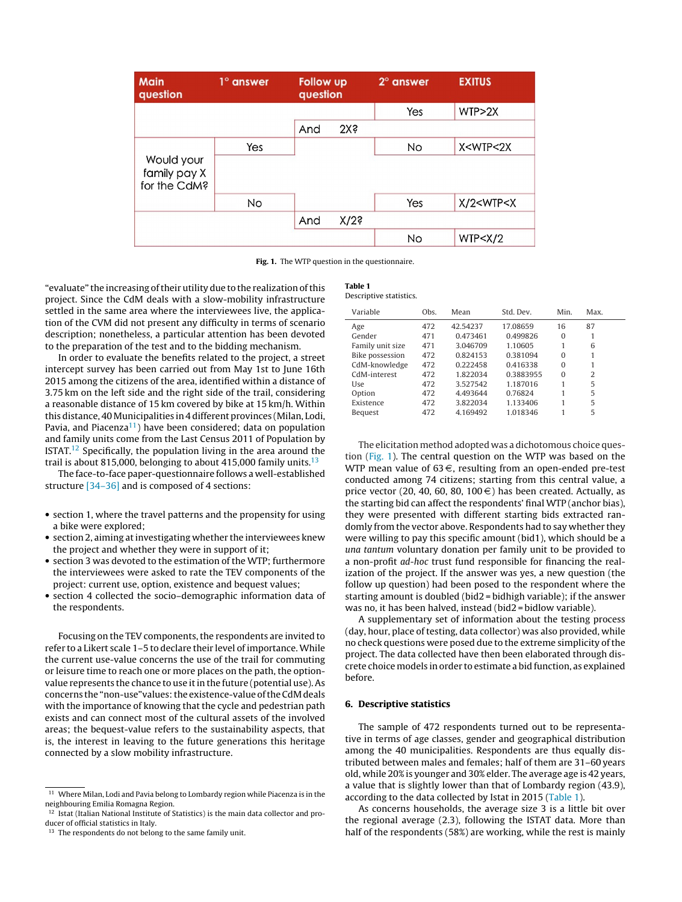| Main question | 1° answer | Follow up question | 2° answer | EXITUS |
|---|---|---|---|---|
| Would your family pay X for the CdM? | Yes | And 2X? | Yes | WTP>2X |
| | | | No | X<WTP<2X |
| | No | And X/2? | Yes | X/2<WTP<X |
| | | | No | WTP<X/2 |

**Fig. 1.** The WTP question in the questionnaire.

"evaluate" the increasing of their utility due to the realization of this project. Since the CdM deals with a slow-mobility infrastructure settled in the same area where the interviewees live, the application of the CVM did not present any difficulty in terms of scenario description; nonetheless, a particular attention has been devoted to the preparation of the test and to the bidding mechanism.

In order to evaluate the benefits related to the project, a street intercept survey has been carried out from May 1st to June 16th 2015 among the citizens of the area, identified within a distance of 3.75 km on the left side and the right side of the trail, considering a reasonable distance of 15 km covered by bike at 15 km/h. Within this distance, 40 Municipalities in 4 different provinces (Milan, Lodi, Pavia, and Piacenza[11]) have been considered; data on population and family units come from the Last Census 2011 of Population by ISTAT.[12] Specifically, the population living in the area around the trail is about 815,000, belonging to about 415,000 family units.[13]

The face-to-face paper-questionnaire follows a well-established structure [34–36] and is composed of 4 sections:

- section 1, where the travel patterns and the propensity for using a bike were explored;
- section 2, aiming at investigating whether the interviewees knew the project and whether they were in support of it;
- section 3 was devoted to the estimation of the WTP; furthermore the interviewees were asked to rate the TEV components of the project: current use, option, existence and bequest values;
- section 4 collected the socio–demographic information data of the respondents.

Focusing on the TEV components, the respondents are invited to refer to a Likert scale 1–5 to declare their level of importance. While the current use-value concerns the use of the trail for commuting or leisure time to reach one or more places on the path, the option-value represents the chance to use it in the future (potential use). As concerns the "non-use" values: the existence-value of the CdM deals with the importance of knowing that the cycle and pedestrian path exists and can connect most of the cultural assets of the involved areas; the bequest-value refers to the sustainability aspects, that is, the interest in leaving to the future generations this heritage connected by a slow mobility infrastructure.

**Table 1**
Descriptive statistics.

| Variable | Obs. | Mean | Std. Dev. | Min. | Max. |
|---|---|---|---|---|---|
| Age | 472 | 42.54237 | 17.08659 | 16 | 87 |
| Gender | 471 | 0.473461 | 0.499826 | 0 | 1 |
| Family unit size | 471 | 3.046709 | 1.10605 | 1 | 6 |
| Bike possession | 472 | 0.824153 | 0.381094 | 0 | 1 |
| CdM-knowledge | 472 | 0.222458 | 0.416338 | 0 | 1 |
| CdM-interest | 472 | 1.822034 | 0.3883955 | 0 | 2 |
| Use | 472 | 3.527542 | 1.187016 | 1 | 5 |
| Option | 472 | 4.493644 | 0.76824 | 1 | 5 |
| Existence | 472 | 3.822034 | 1.133406 | 1 | 5 |
| Bequest | 472 | 4.169492 | 1.018346 | 1 | 5 |

The elicitation method adopted was a dichotomous choice question (Fig. 1). The central question on the WTP was based on the WTP mean value of 63 €, resulting from an open-ended pre-test conducted among 74 citizens; starting from this central value, a price vector (20, 40, 60, 80, 100 €) has been created. Actually, as the starting bid can affect the respondents' final WTP (anchor bias), they were presented with different starting bids extracted randomly from the vector above. Respondents had to say whether they were willing to pay this specific amount (bid1), which should be a *una tantum* voluntary donation per family unit to be provided to a non-profit *ad-hoc* trust fund responsible for financing the realization of the project. If the answer was yes, a new question (the follow up question) had been posed to the respondent where the starting amount is doubled (bid2 = bidhigh variable); if the answer was no, it has been halved, instead (bid2 = bidlow variable).

A supplementary set of information about the testing process (day, hour, place of testing, data collector) was also provided, while no check questions were posed due to the extreme simplicity of the project. The data collected have then been elaborated through discrete choice models in order to estimate a bid function, as explained before.

## 6. Descriptive statistics

The sample of 472 respondents turned out to be representative in terms of age classes, gender and geographical distribution among the 40 municipalities. Respondents are thus equally distributed between males and females; half of them are 31–60 years old, while 20% is younger and 30% elder. The average age is 42 years, a value that is slightly lower than that of Lombardy region (43.9), according to the data collected by Istat in 2015 (Table 1).

As concerns households, the average size 3 is a little bit over the regional average (2.3), following the ISTAT data. More than half of the respondents (58%) are working, while the rest is mainly

[11] Where Milan, Lodi and Pavia belong to Lombardy region while Piacenza is in the neighbouring Emilia Romagna Region.

[12] Istat (Italian National Institute of Statistics) is the main data collector and producer of official statistics in Italy.

[13] The respondents do not belong to the same family unit.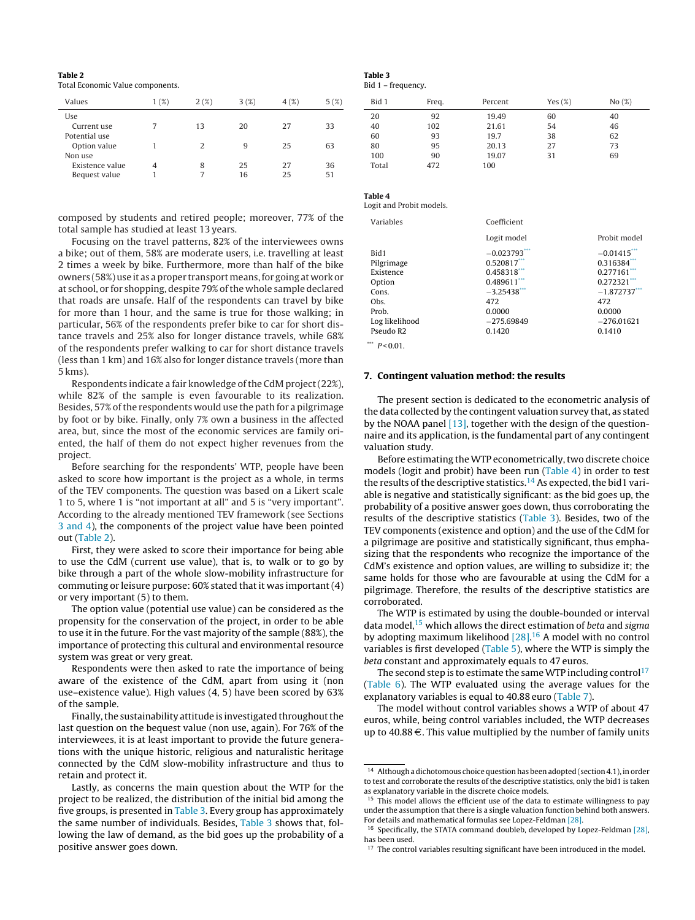**Table 2**
Total Economic Value components.

| Values | 1 (%) | 2 (%) | 3 (%) | 4 (%) | 5 (%) |
|---|---|---|---|---|---|
| Use | | | | | |
| Current use | 7 | 13 | 20 | 27 | 33 |
| Potential use | | | | | |
| Option value | 1 | 2 | 9 | 25 | 63 |
| Non use | | | | | |
| Existence value | 4 | 8 | 25 | 27 | 36 |
| Bequest value | 1 | 7 | 16 | 25 | 51 |

composed by students and retired people; moreover, 77% of the total sample has studied at least 13 years.

Focusing on the travel patterns, 82% of the interviewees owns a bike; out of them, 58% are moderate users, i.e. travelling at least 2 times a week by bike. Furthermore, more than half of the bike owners (58%) use it as a proper transport means, for going at work or at school, or for shopping, despite 79% of the whole sample declared that roads are unsafe. Half of the respondents can travel by bike for more than 1 hour, and the same is true for those walking; in particular, 56% of the respondents prefer bike to car for short distance travels and 25% also for longer distance travels, while 68% of the respondents prefer walking to car for short distance travels (less than 1 km) and 16% also for longer distance travels (more than 5 kms).

Respondents indicate a fair knowledge of the CdM project (22%), while 82% of the sample is even favourable to its realization. Besides, 57% of the respondents would use the path for a pilgrimage by foot or by bike. Finally, only 7% own a business in the affected area, but, since the most of the economic services are family oriented, the half of them do not expect higher revenues from the project.

Before searching for the respondents' WTP, people have been asked to score how important is the project as a whole, in terms of the TEV components. The question was based on a Likert scale 1 to 5, where 1 is "not important at all" and 5 is "very important". According to the already mentioned TEV framework (see Sections 3 and 4), the components of the project value have been pointed out (Table 2).

First, they were asked to score their importance for being able to use the CdM (current use value), that is, to walk or to go by bike through a part of the whole slow-mobility infrastructure for commuting or leisure purpose: 60% stated that it was important (4) or very important (5) to them.

The option value (potential use value) can be considered as the propensity for the conservation of the project, in order to be able to use it in the future. For the vast majority of the sample (88%), the importance of protecting this cultural and environmental resource system was great or very great.

Respondents were then asked to rate the importance of being aware of the existence of the CdM, apart from using it (non use–existence value). High values (4, 5) have been scored by 63% of the sample.

Finally, the sustainability attitude is investigated throughout the last question on the bequest value (non use, again). For 76% of the interviewees, it is at least important to provide the future generations with the unique historic, religious and naturalistic heritage connected by the CdM slow-mobility infrastructure and thus to retain and protect it.

Lastly, as concerns the main question about the WTP for the project to be realized, the distribution of the initial bid among the five groups, is presented in Table 3. Every group has approximately the same number of individuals. Besides, Table 3 shows that, following the law of demand, as the bid goes up the probability of a positive answer goes down.

**Table 3**
Bid 1 – frequency.

| Bid 1 | Freq. | Percent | Yes (%) | No (%) |
|---|---|---|---|---|
| 20 | 92 | 19.49 | 60 | 40 |
| 40 | 102 | 21.61 | 54 | 46 |
| 60 | 93 | 19.7 | 38 | 62 |
| 80 | 95 | 20.13 | 27 | 73 |
| 100 | 90 | 19.07 | 31 | 69 |
| Total | 472 | 100 | | |

**Table 4**
Logit and Probit models.

| Variables | Coefficient | |
|---|---|---|
| | Logit model | Probit model |
| Bid1 | −0.023793*** | −0.01415*** |
| Pilgrimage | 0.520817*** | 0.316384*** |
| Existence | 0.458318*** | 0.277161*** |
| Option | 0.489611*** | 0.272321*** |
| Cons. | −3.25438*** | −1.872737*** |
| Obs. | 472 | 472 |
| Prob. | 0.0000 | 0.0000 |
| Log likelihood | −275.69849 | −276.01621 |
| Pseudo R2 | 0.1420 | 0.1410 |

*** $P < 0.01$.

## 7. Contingent valuation method: the results

The present section is dedicated to the econometric analysis of the data collected by the contingent valuation survey that, as stated by the NOAA panel [13], together with the design of the questionnaire and its application, is the fundamental part of any contingent valuation study.

Before estimating the WTP econometrically, two discrete choice models (logit and probit) have been run (Table 4) in order to test the results of the descriptive statistics.[14] As expected, the bid1 variable is negative and statistically significant: as the bid goes up, the probability of a positive answer goes down, thus corroborating the results of the descriptive statistics (Table 3). Besides, two of the TEV components (existence and option) and the use of the CdM for a pilgrimage are positive and statistically significant, thus emphasizing that the respondents who recognize the importance of the CdM's existence and option values, are willing to subsidize it; the same holds for those who are favourable at using the CdM for a pilgrimage. Therefore, the results of the descriptive statistics are corroborated.

The WTP is estimated by using the double-bounded or interval data model,[15] which allows the direct estimation of *beta* and *sigma* by adopting maximum likelihood [28].[16] A model with no control variables is first developed (Table 5), where the WTP is simply the *beta* constant and approximately equals to 47 euros.

The second step is to estimate the same WTP including control[17] (Table 6). The WTP evaluated using the average values for the explanatory variables is equal to 40.88 euro (Table 7).

The model without control variables shows a WTP of about 47 euros, while, being control variables included, the WTP decreases up to 40.88 €. This value multiplied by the number of family units

[14] Although a dichotomous choice question has been adopted (section 4.1), in order to test and corroborate the results of the descriptive statistics, only the bid1 is taken as explanatory variable in the discrete choice models.

[15] This model allows the efficient use of the data to estimate willingness to pay under the assumption that there is a single valuation function behind both answers. For details and mathematical formulas see Lopez-Feldman [28].

[16] Specifically, the STATA command doubleb, developed by Lopez-Feldman [28], has been used.

[17] The control variables resulting significant have been introduced in the model.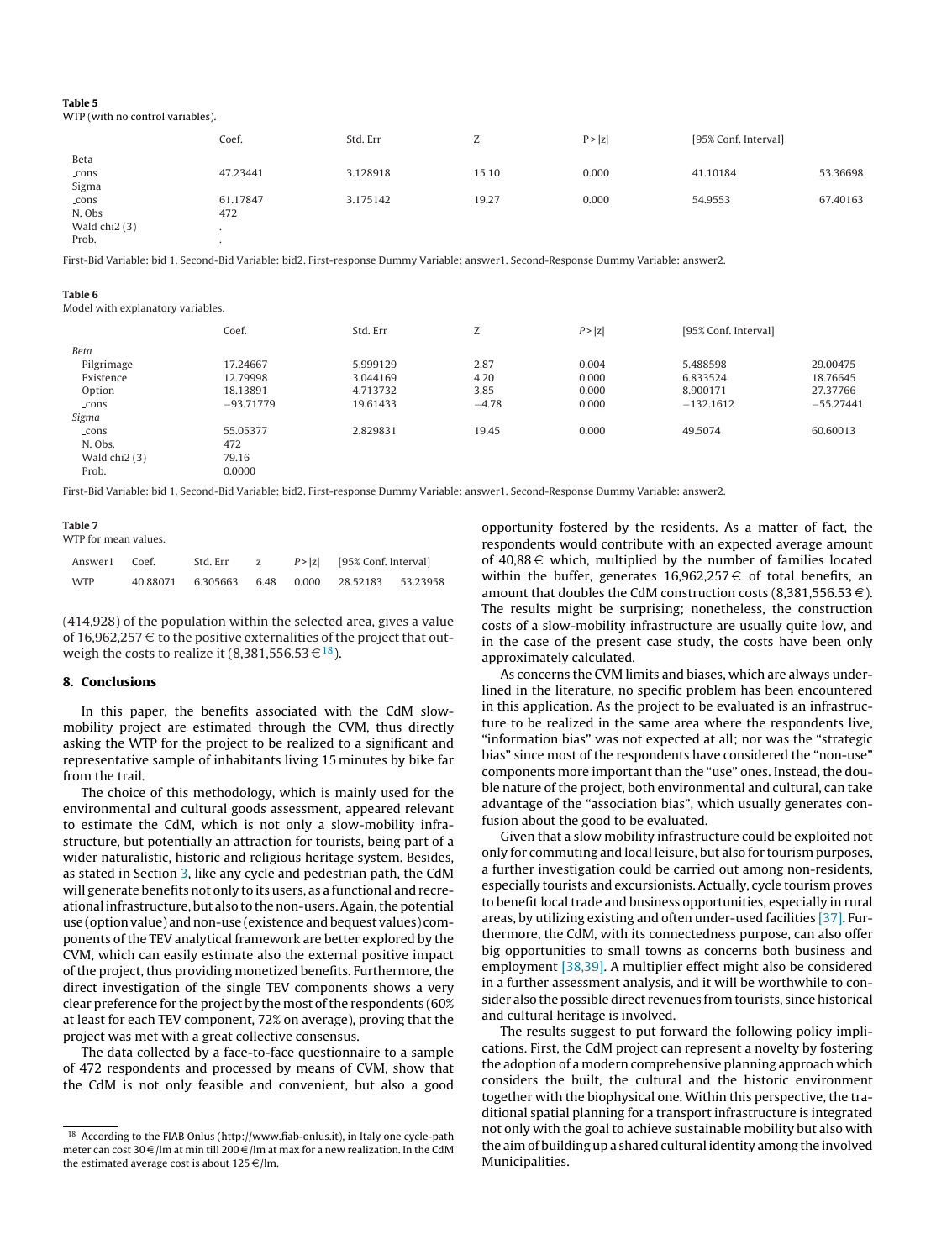**Table 5**
WTP (with no control variables).

| | Coef. | Std. Err | Z | P > \|z\| | [95% Conf. Interval] | |
|---|---|---|---|---|---|---|
| Beta | | | | | | |
| _cons | 47.23441 | 3.128918 | 15.10 | 0.000 | 41.10184 | 53.36698 |
| Sigma | | | | | | |
| _cons | 61.17847 | 3.175142 | 19.27 | 0.000 | 54.9553 | 67.40163 |
| N. Obs | 472 | | | | | |
| Wald chi2 (3) | . | | | | | |
| Prob. | . | | | | | |

First-Bid Variable: bid 1. Second-Bid Variable: bid2. First-response Dummy Variable: answer1. Second-Response Dummy Variable: answer2.

**Table 6**
Model with explanatory variables.

| | Coef. | Std. Err | Z | $P > \|z\|$ | [95% Conf. Interval] | |
|---|---|---|---|---|---|---|
| *Beta* | | | | | | |
| Pilgrimage | 17.24667 | 5.999129 | 2.87 | 0.004 | 5.488598 | 29.00475 |
| Existence | 12.79998 | 3.044169 | 4.20 | 0.000 | 6.833524 | 18.76645 |
| Option | 18.13891 | 4.713732 | 3.85 | 0.000 | 8.900171 | 27.37766 |
| _cons | −93.71779 | 19.61433 | −4.78 | 0.000 | −132.1612 | −55.27441 |
| *Sigma* | | | | | | |
| _cons | 55.05377 | 2.829831 | 19.45 | 0.000 | 49.5074 | 60.60013 |
| N. Obs. | 472 | | | | | |
| Wald chi2 (3) | 79.16 | | | | | |
| Prob. | 0.0000 | | | | | |

First-Bid Variable: bid 1. Second-Bid Variable: bid2. First-response Dummy Variable: answer1. Second-Response Dummy Variable: answer2.

**Table 7**
WTP for mean values.

| Answer1 | Coef. | Std. Err | z | $P > \|z\|$ | [95% Conf. Interval] | |
|---|---|---|---|---|---|---|
| WTP | 40.88071 | 6.305663 | 6.48 | 0.000 | 28.52183 | 53.23958 |

(414,928) of the population within the selected area, gives a value of 16,962,257 € to the positive externalities of the project that outweigh the costs to realize it (8,381,556.53 €[18]).

## 8. Conclusions

In this paper, the benefits associated with the CdM slow-mobility project are estimated through the CVM, thus directly asking the WTP for the project to be realized to a significant and representative sample of inhabitants living 15 minutes by bike far from the trail.

The choice of this methodology, which is mainly used for the environmental and cultural goods assessment, appeared relevant to estimate the CdM, which is not only a slow-mobility infrastructure, but potentially an attraction for tourists, being part of a wider naturalistic, historic and religious heritage system. Besides, as stated in Section 3, like any cycle and pedestrian path, the CdM will generate benefits not only to its users, as a functional and recreational infrastructure, but also to the non-users. Again, the potential use (option value) and non-use (existence and bequest values) components of the TEV analytical framework are better explored by the CVM, which can easily estimate also the external positive impact of the project, thus providing monetized benefits. Furthermore, the direct investigation of the single TEV components shows a very clear preference for the project by the most of the respondents (60% at least for each TEV component, 72% on average), proving that the project was met with a great collective consensus.

The data collected by a face-to-face questionnaire to a sample of 472 respondents and processed by means of CVM, show that the CdM is not only feasible and convenient, but also a good opportunity fostered by the residents. As a matter of fact, the respondents would contribute with an expected average amount of 40,88 € which, multiplied by the number of families located within the buffer, generates 16,962,257 € of total benefits, an amount that doubles the CdM construction costs (8,381,556.53 €). The results might be surprising; nonetheless, the construction costs of a slow-mobility infrastructure are usually quite low, and in the case of the present case study, the costs have been only approximately calculated.

As concerns the CVM limits and biases, which are always underlined in the literature, no specific problem has been encountered in this application. As the project to be evaluated is an infrastructure to be realized in the same area where the respondents live, "information bias" was not expected at all; nor was the "strategic bias" since most of the respondents have considered the "non-use" components more important than the "use" ones. Instead, the double nature of the project, both environmental and cultural, can take advantage of the "association bias", which usually generates confusion about the good to be evaluated.

Given that a slow mobility infrastructure could be exploited not only for commuting and local leisure, but also for tourism purposes, a further investigation could be carried out among non-residents, especially tourists and excursionists. Actually, cycle tourism proves to benefit local trade and business opportunities, especially in rural areas, by utilizing existing and often under-used facilities [37]. Furthermore, the CdM, with its connectedness purpose, can also offer big opportunities to small towns as concerns both business and employment [38,39]. A multiplier effect might also be considered in a further assessment analysis, and it will be worthwhile to consider also the possible direct revenues from tourists, since historical and cultural heritage is involved.

The results suggest to put forward the following policy implications. First, the CdM project can represent a novelty by fostering the adoption of a modern comprehensive planning approach which considers the built, the cultural and the historic environment together with the biophysical one. Within this perspective, the traditional spatial planning for a transport infrastructure is integrated not only with the goal to achieve sustainable mobility but also with the aim of building up a shared cultural identity among the involved Municipalities.

[18] According to the FIAB Onlus (http://www.fiab-onlus.it), in Italy one cycle-path meter can cost 30 €/lm at min till 200 €/lm at max for a new realization. In the CdM the estimated average cost is about 125 €/lm.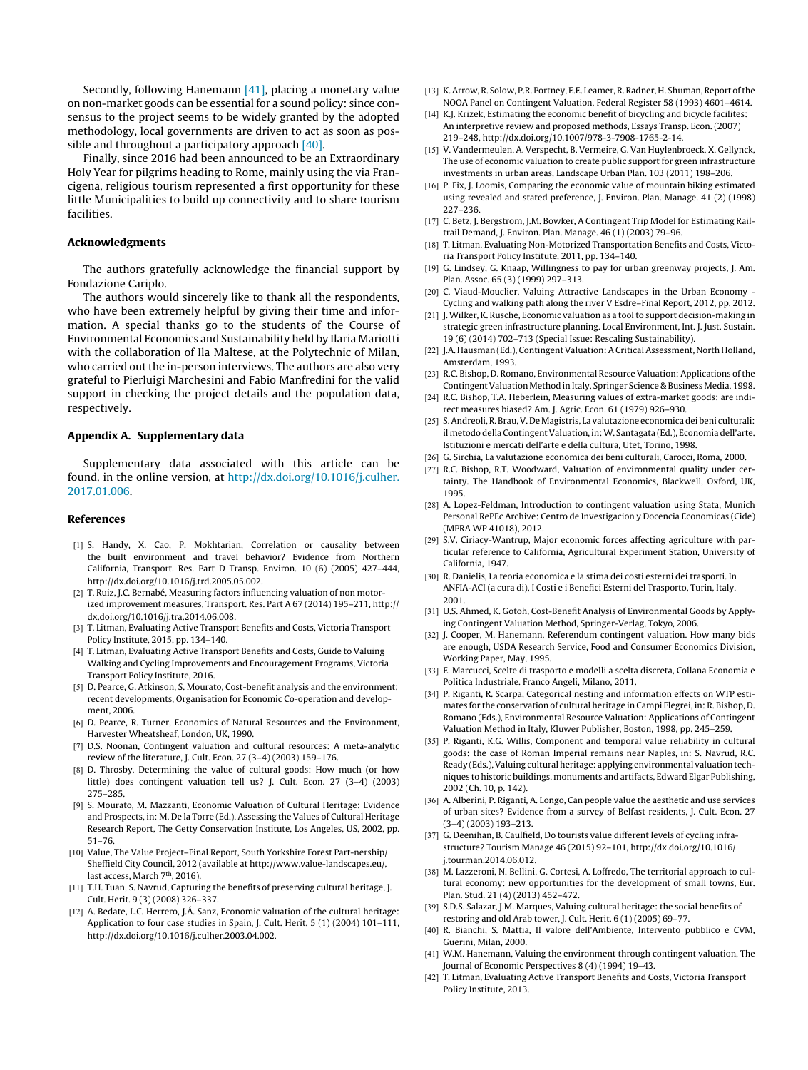Secondly, following Hanemann [41], placing a monetary value on non-market goods can be essential for a sound policy: since consensus to the project seems to be widely granted by the adopted methodology, local governments are driven to act as soon as possible and throughout a participatory approach [40].

Finally, since 2016 had been announced to be an Extraordinary Holy Year for pilgrims heading to Rome, mainly using the via Francigena, religious tourism represented a first opportunity for these little Municipalities to build up connectivity and to share tourism facilities.

## Acknowledgments

The authors gratefully acknowledge the financial support by Fondazione Cariplo.

The authors would sincerely like to thank all the respondents, who have been extremely helpful by giving their time and information. A special thanks go to the students of the Course of Environmental Economics and Sustainability held by Ilaria Mariotti with the collaboration of Ila Maltese, at the Polytechnic of Milan, who carried out the in-person interviews. The authors are also very grateful to Pierluigi Marchesini and Fabio Manfredini for the valid support in checking the project details and the population data, respectively.

## Appendix A. Supplementary data

Supplementary data associated with this article can be found, in the online version, at http://dx.doi.org/10.1016/j.culher.2017.01.006.

## References

[1] S. Handy, X. Cao, P. Mokhtarian, Correlation or causality between the built environment and travel behavior? Evidence from Northern California, Transport. Res. Part D Transp. Environ. 10 (6) (2005) 427–444, http://dx.doi.org/10.1016/j.trd.2005.05.002.

[2] T. Ruiz, J.C. Bernabé, Measuring factors influencing valuation of non motorized improvement measures, Transport. Res. Part A 67 (2014) 195–211, http://dx.doi.org/10.1016/j.tra.2014.06.008.

[3] T. Litman, Evaluating Active Transport Benefits and Costs, Victoria Transport Policy Institute, 2015, pp. 134–140.

[4] T. Litman, Evaluating Active Transport Benefits and Costs, Guide to Valuing Walking and Cycling Improvements and Encouragement Programs, Victoria Transport Policy Institute, 2016.

[5] D. Pearce, G. Atkinson, S. Mourato, Cost-benefit analysis and the environment: recent developments, Organisation for Economic Co-operation and development, 2006.

[6] D. Pearce, R. Turner, Economics of Natural Resources and the Environment, Harvester Wheatsheaf, London, UK, 1990.

[7] D.S. Noonan, Contingent valuation and cultural resources: A meta-analytic review of the literature, J. Cult. Econ. 27 (3–4) (2003) 159–176.

[8] D. Throsby, Determining the value of cultural goods: How much (or how little) does contingent valuation tell us? J. Cult. Econ. 27 (3–4) (2003) 275–285.

[9] S. Mourato, M. Mazzanti, Economic Valuation of Cultural Heritage: Evidence and Prospects, in: M. De la Torre (Ed.), Assessing the Values of Cultural Heritage Research Report, The Getty Conservation Institute, Los Angeles, US, 2002, pp. 51–76.

[10] Value, The Value Project–Final Report, South Yorkshire Forest Part-nership/Sheffield City Council, 2012 (available at http://www.value-landscapes.eu/, last access, March 7th, 2016).

[11] T.H. Tuan, S. Navrud, Capturing the benefits of preserving cultural heritage, J. Cult. Herit. 9 (3) (2008) 326–337.

[12] A. Bedate, L.C. Herrero, J.Á. Sanz, Economic valuation of the cultural heritage: Application to four case studies in Spain, J. Cult. Herit. 5 (1) (2004) 101–111, http://dx.doi.org/10.1016/j.culher.2003.04.002.

[13] K. Arrow, R. Solow, P.R. Portney, E.E. Leamer, R. Radner, H. Shuman, Report of the NOOA Panel on Contingent Valuation, Federal Register 58 (1993) 4601–4614.

[14] K.J. Krizek, Estimating the economic benefit of bicycling and bicycle facilites: An interpretive review and proposed methods, Essays Transp. Econ. (2007) 219–248, http://dx.doi.org/10.1007/978-3-7908-1765-2-14.

[15] V. Vandermeulen, A. Verspecht, B. Vermeire, G. Van Huylenbroeck, X. Gellynck, The use of economic valuation to create public support for green infrastructure investments in urban areas, Landscape Urban Plan. 103 (2011) 198–206.

[16] P. Fix, J. Loomis, Comparing the economic value of mountain biking estimated using revealed and stated preference, J. Environ. Plan. Manage. 41 (2) (1998) 227–236.

[17] C. Betz, J. Bergstrom, J.M. Bowker, A Contingent Trip Model for Estimating Rail-trail Demand, J. Environ. Plan. Manage. 46 (1) (2003) 79–96.

[18] T. Litman, Evaluating Non-Motorized Transportation Benefits and Costs, Victoria Transport Policy Institute, 2011, pp. 134–140.

[19] G. Lindsey, G. Knaap, Willingness to pay for urban greenway projects, J. Am. Plan. Assoc. 65 (3) (1999) 297–313.

[20] C. Viaud-Mouclier, Valuing Attractive Landscapes in the Urban Economy - Cycling and walking path along the river V Esdre–Final Report, 2012, pp. 2012.

[21] J. Wilker, K. Rusche, Economic valuation as a tool to support decision-making in strategic green infrastructure planning. Local Environment, Int. J. Just. Sustain. 19 (6) (2014) 702–713 (Special Issue: Rescaling Sustainability).

[22] J.A. Hausman (Ed.), Contingent Valuation: A Critical Assessment, North Holland, Amsterdam, 1993.

[23] R.C. Bishop, D. Romano, Environmental Resource Valuation: Applications of the Contingent Valuation Method in Italy, Springer Science & Business Media, 1998.

[24] R.C. Bishop, T.A. Heberlein, Measuring values of extra-market goods: are indirect measures biased? Am. J. Agric. Econ. 61 (1979) 926–930.

[25] S. Andreoli, R. Brau, V. De Magistris, La valutazione economica dei beni culturali: il metodo della Contingent Valuation, in: W. Santagata (Ed.), Economia dell'arte. Istituzioni e mercati dell'arte e della cultura, Utet, Torino, 1998.

[26] G. Sirchia, La valutazione economica dei beni culturali, Carocci, Roma, 2000.

[27] R.C. Bishop, R.T. Woodward, Valuation of environmental quality under certainty. The Handbook of Environmental Economics, Blackwell, Oxford, UK, 1995.

[28] A. Lopez-Feldman, Introduction to contingent valuation using Stata, Munich Personal RePEc Archive: Centro de Investigacion y Docencia Economicas (Cide) (MPRA WP 41018), 2012.

[29] S.V. Ciriacy-Wantrup, Major economic forces affecting agriculture with particular reference to California, Agricultural Experiment Station, University of California, 1947.

[30] R. Danielis, La teoria economica e la stima dei costi esterni dei trasporti. In ANFIA-ACI (a cura di), I Costi e i Benefici Esterni del Trasporto, Turin, Italy, 2001.

[31] U.S. Ahmed, K. Gotoh, Cost-Benefit Analysis of Environmental Goods by Applying Contingent Valuation Method, Springer-Verlag, Tokyo, 2006.

[32] J. Cooper, M. Hanemann, Referendum contingent valuation. How many bids are enough, USDA Research Service, Food and Consumer Economics Division, Working Paper, May, 1995.

[33] E. Marcucci, Scelte di trasporto e modelli a scelta discreta, Collana Economia e Politica Industriale. Franco Angeli, Milano, 2011.

[34] P. Riganti, R. Scarpa, Categorical nesting and information effects on WTP estimates for the conservation of cultural heritage in Campi Flegrei, in: R. Bishop, D. Romano (Eds.), Environmental Resource Valuation: Applications of Contingent Valuation Method in Italy, Kluwer Publisher, Boston, 1998, pp. 245–259.

[35] P. Riganti, K.G. Willis, Component and temporal value reliability in cultural goods: the case of Roman Imperial remains near Naples, in: S. Navrud, R.C. Ready (Eds.), Valuing cultural heritage: applying environmental valuation techniques to historic buildings, monuments and artifacts, Edward Elgar Publishing, 2002 (Ch. 10, p. 142).

[36] A. Alberini, P. Riganti, A. Longo, Can people value the aesthetic and use services of urban sites? Evidence from a survey of Belfast residents, J. Cult. Econ. 27 (3–4) (2003) 193–213.

[37] G. Deenihan, B. Caulfield, Do tourists value different levels of cycling infrastructure? Tourism Manage 46 (2015) 92–101, http://dx.doi.org/10.1016/j.tourman.2014.06.012.

[38] M. Lazzeroni, N. Bellini, G. Cortesi, A. Loffredo, The territorial approach to cultural economy: new opportunities for the development of small towns, Eur. Plan. Stud. 21 (4) (2013) 452–472.

[39] S.D.S. Salazar, J.M. Marques, Valuing cultural heritage: the social benefits of restoring and old Arab tower, J. Cult. Herit. 6 (1) (2005) 69–77.

[40] R. Bianchi, S. Mattia, Il valore dell'Ambiente, Intervento pubblico e CVM, Guerini, Milan, 2000.

[41] W.M. Hanemann, Valuing the environment through contingent valuation, The Journal of Economic Perspectives 8 (4) (1994) 19–43.

[42] T. Litman, Evaluating Active Transport Benefits and Costs, Victoria Transport Policy Institute, 2013.